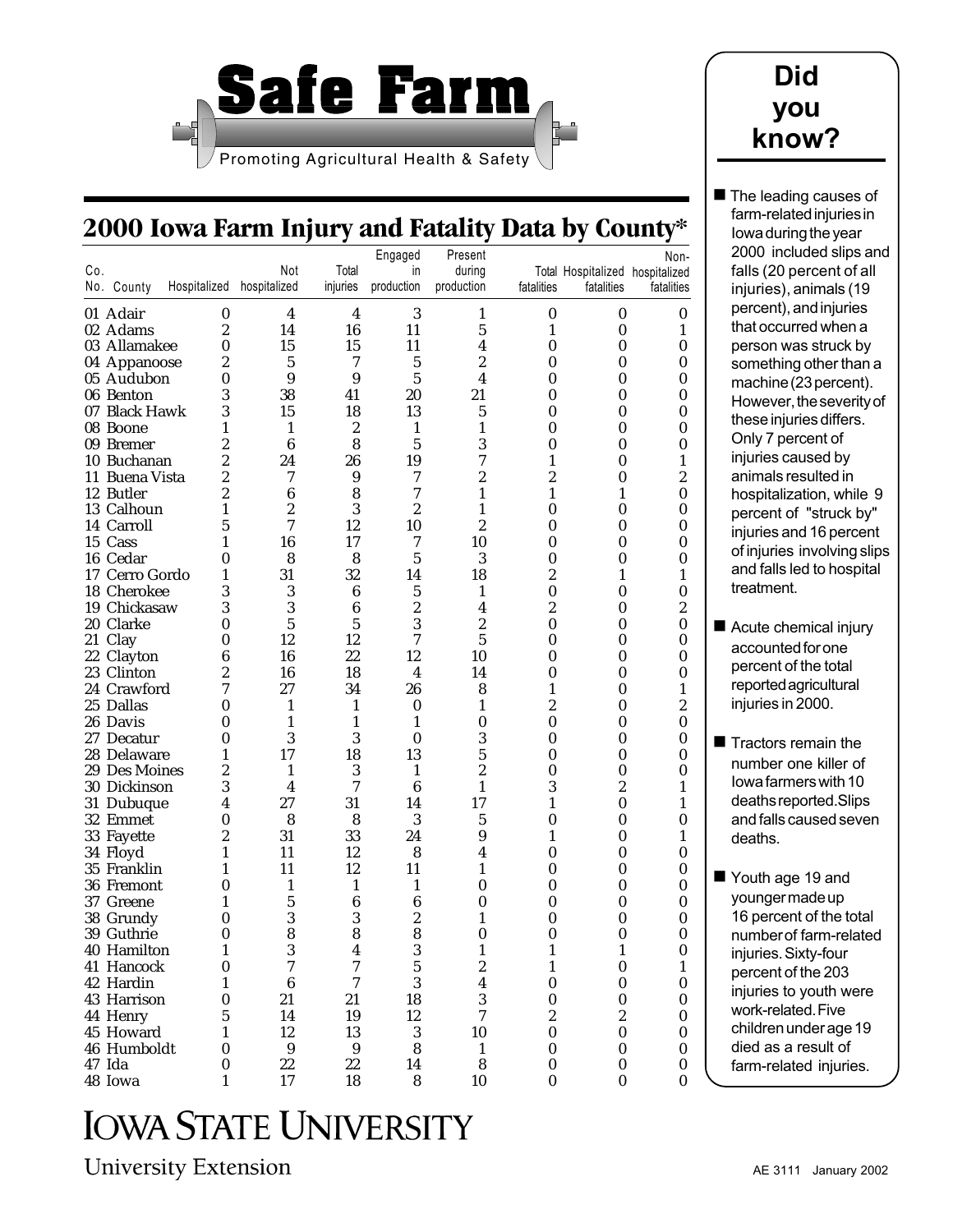# Safe Farm

Promoting Agricultural Health & Safety

## 2000 Iowa Farm Injury and Fatality Data by County*

| Co. No. | County | Hospitalized | Not hospitalized | Total injuries | Engaged in production | Present during production | Total fatalities | Hospitalized fatalities | Non-hospitalized fatalities |
|---|---|---|---|---|---|---|---|---|---|
| 01 | Adair | 0 | 4 | 4 | 3 | 1 | 0 | 0 | 0 |
| 02 | Adams | 2 | 14 | 16 | 11 | 5 | 1 | 0 | 1 |
| 03 | Allamakee | 0 | 15 | 15 | 11 | 4 | 0 | 0 | 0 |
| 04 | Appanoose | 2 | 5 | 7 | 5 | 2 | 0 | 0 | 0 |
| 05 | Audubon | 0 | 9 | 9 | 5 | 4 | 0 | 0 | 0 |
| 06 | Benton | 3 | 38 | 41 | 20 | 21 | 0 | 0 | 0 |
| 07 | Black Hawk | 3 | 15 | 18 | 13 | 5 | 0 | 0 | 0 |
| 08 | Boone | 1 | 1 | 2 | 1 | 1 | 0 | 0 | 0 |
| 09 | Bremer | 2 | 6 | 8 | 5 | 3 | 0 | 0 | 0 |
| 10 | Buchanan | 2 | 24 | 26 | 19 | 7 | 1 | 0 | 1 |
| 11 | Buena Vista | 2 | 7 | 9 | 7 | 2 | 2 | 0 | 2 |
| 12 | Butler | 2 | 6 | 8 | 7 | 1 | 1 | 1 | 0 |
| 13 | Calhoun | 1 | 2 | 3 | 2 | 1 | 0 | 0 | 0 |
| 14 | Carroll | 5 | 7 | 12 | 10 | 2 | 0 | 0 | 0 |
| 15 | Cass | 1 | 16 | 17 | 7 | 10 | 0 | 0 | 0 |
| 16 | Cedar | 0 | 8 | 8 | 5 | 3 | 0 | 0 | 0 |
| 17 | Cerro Gordo | 1 | 31 | 32 | 14 | 18 | 2 | 1 | 1 |
| 18 | Cherokee | 3 | 3 | 6 | 5 | 1 | 0 | 0 | 0 |
| 19 | Chickasaw | 3 | 3 | 6 | 2 | 4 | 2 | 0 | 2 |
| 20 | Clarke | 0 | 5 | 5 | 3 | 2 | 0 | 0 | 0 |
| 21 | Clay | 0 | 12 | 12 | 7 | 5 | 0 | 0 | 0 |
| 22 | Clayton | 6 | 16 | 22 | 12 | 10 | 0 | 0 | 0 |
| 23 | Clinton | 2 | 16 | 18 | 4 | 14 | 0 | 0 | 0 |
| 24 | Crawford | 7 | 27 | 34 | 26 | 8 | 1 | 0 | 1 |
| 25 | Dallas | 0 | 1 | 1 | 0 | 1 | 2 | 0 | 2 |
| 26 | Davis | 0 | 1 | 1 | 1 | 0 | 0 | 0 | 0 |
| 27 | Decatur | 0 | 3 | 3 | 0 | 3 | 0 | 0 | 0 |
| 28 | Delaware | 1 | 17 | 18 | 13 | 5 | 0 | 0 | 0 |
| 29 | Des Moines | 2 | 1 | 3 | 1 | 2 | 0 | 0 | 0 |
| 30 | Dickinson | 3 | 4 | 7 | 6 | 1 | 3 | 2 | 1 |
| 31 | Dubuque | 4 | 27 | 31 | 14 | 17 | 1 | 0 | 1 |
| 32 | Emmet | 0 | 8 | 8 | 3 | 5 | 0 | 0 | 0 |
| 33 | Fayette | 2 | 31 | 33 | 24 | 9 | 1 | 0 | 1 |
| 34 | Floyd | 1 | 11 | 12 | 8 | 4 | 0 | 0 | 0 |
| 35 | Franklin | 1 | 11 | 12 | 11 | 1 | 0 | 0 | 0 |
| 36 | Fremont | 0 | 1 | 1 | 1 | 0 | 0 | 0 | 0 |
| 37 | Greene | 1 | 5 | 6 | 6 | 0 | 0 | 0 | 0 |
| 38 | Grundy | 0 | 3 | 3 | 2 | 1 | 0 | 0 | 0 |
| 39 | Guthrie | 0 | 8 | 8 | 8 | 0 | 0 | 0 | 0 |
| 40 | Hamilton | 1 | 3 | 4 | 3 | 1 | 1 | 1 | 0 |
| 41 | Hancock | 0 | 7 | 7 | 5 | 2 | 1 | 0 | 1 |
| 42 | Hardin | 1 | 6 | 7 | 3 | 4 | 0 | 0 | 0 |
| 43 | Harrison | 0 | 21 | 21 | 18 | 3 | 0 | 0 | 0 |
| 44 | Henry | 5 | 14 | 19 | 12 | 7 | 2 | 2 | 0 |
| 45 | Howard | 1 | 12 | 13 | 3 | 10 | 0 | 0 | 0 |
| 46 | Humboldt | 0 | 9 | 9 | 8 | 1 | 0 | 0 | 0 |
| 47 | Ida | 0 | 22 | 22 | 14 | 8 | 0 | 0 | 0 |
| 48 | Iowa | 1 | 17 | 18 | 8 | 10 | 0 | 0 | 0 |

## Did you know?

- The leading causes of farm-related injuries in Iowa during the year 2000 included slips and falls (20 percent of all injuries), animals (19 percent), and injuries that occurred when a person was struck by something other than a machine (23 percent). However, the severity of these injuries differs. Only 7 percent of injuries caused by animals resulted in hospitalization, while 9 percent of "struck by" injuries and 16 percent of injuries involving slips and falls led to hospital treatment.
- Acute chemical injury accounted for one percent of the total reported agricultural injuries in 2000.
- Tractors remain the number one killer of Iowa farmers with 10 deaths reported. Slips and falls caused seven deaths.
- Youth age 19 and younger made up 16 percent of the total number of farm-related injuries. Sixty-four percent of the 203 injuries to youth were work-related. Five children under age 19 died as a result of farm-related injuries.

IOWA STATE UNIVERSITY

University Extension

AE 3111 January 2002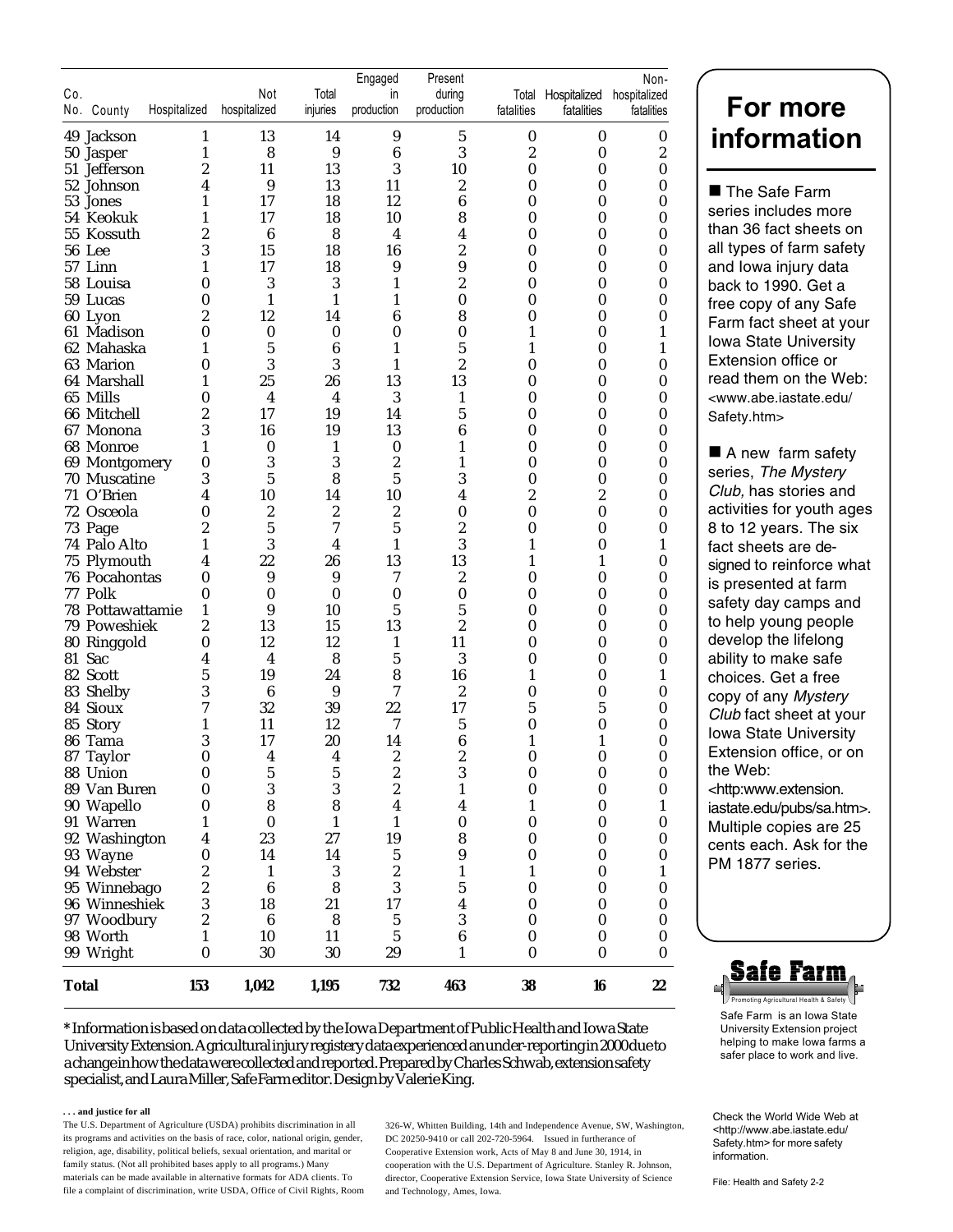| Co. No. | County | Hospitalized | Not hospitalized | Total injuries | Engaged in production | Present during production | Total fatalities | Hospitalized fatalities | Non-hospitalized fatalities |
|---|---|---|---|---|---|---|---|---|---|
| 49 | Jackson | 1 | 13 | 14 | 9 | 5 | 0 | 0 | 0 |
| 50 | Jasper | 1 | 8 | 9 | 6 | 3 | 2 | 0 | 2 |
| 51 | Jefferson | 2 | 11 | 13 | 3 | 10 | 0 | 0 | 0 |
| 52 | Johnson | 4 | 9 | 13 | 11 | 2 | 0 | 0 | 0 |
| 53 | Jones | 1 | 17 | 18 | 12 | 6 | 0 | 0 | 0 |
| 54 | Keokuk | 1 | 17 | 18 | 10 | 8 | 0 | 0 | 0 |
| 55 | Kossuth | 2 | 6 | 8 | 4 | 4 | 0 | 0 | 0 |
| 56 | Lee | 3 | 15 | 18 | 16 | 2 | 0 | 0 | 0 |
| 57 | Linn | 1 | 17 | 18 | 9 | 9 | 0 | 0 | 0 |
| 58 | Louisa | 0 | 3 | 3 | 1 | 2 | 0 | 0 | 0 |
| 59 | Lucas | 0 | 1 | 1 | 1 | 0 | 0 | 0 | 0 |
| 60 | Lyon | 2 | 12 | 14 | 6 | 8 | 0 | 0 | 0 |
| 61 | Madison | 0 | 0 | 0 | 0 | 0 | 1 | 0 | 1 |
| 62 | Mahaska | 1 | 5 | 6 | 1 | 5 | 1 | 0 | 1 |
| 63 | Marion | 0 | 3 | 3 | 1 | 2 | 0 | 0 | 0 |
| 64 | Marshall | 1 | 25 | 26 | 13 | 13 | 0 | 0 | 0 |
| 65 | Mills | 0 | 4 | 4 | 3 | 1 | 0 | 0 | 0 |
| 66 | Mitchell | 2 | 17 | 19 | 14 | 5 | 0 | 0 | 0 |
| 67 | Monona | 3 | 16 | 19 | 13 | 6 | 0 | 0 | 0 |
| 68 | Monroe | 1 | 0 | 1 | 0 | 1 | 0 | 0 | 0 |
| 69 | Montgomery | 0 | 3 | 3 | 2 | 1 | 0 | 0 | 0 |
| 70 | Muscatine | 3 | 5 | 8 | 5 | 3 | 0 | 0 | 0 |
| 71 | O'Brien | 4 | 10 | 14 | 10 | 4 | 2 | 2 | 0 |
| 72 | Osceola | 0 | 2 | 2 | 2 | 0 | 0 | 0 | 0 |
| 73 | Page | 2 | 5 | 7 | 5 | 2 | 0 | 0 | 0 |
| 74 | Palo Alto | 1 | 3 | 4 | 1 | 3 | 1 | 0 | 1 |
| 75 | Plymouth | 4 | 22 | 26 | 13 | 13 | 1 | 1 | 0 |
| 76 | Pocahontas | 0 | 9 | 9 | 7 | 2 | 0 | 0 | 0 |
| 77 | Polk | 0 | 0 | 0 | 0 | 0 | 0 | 0 | 0 |
| 78 | Pottawattamie | 1 | 9 | 10 | 5 | 5 | 0 | 0 | 0 |
| 79 | Poweshiek | 2 | 13 | 15 | 13 | 2 | 0 | 0 | 0 |
| 80 | Ringgold | 0 | 12 | 12 | 1 | 11 | 0 | 0 | 0 |
| 81 | Sac | 4 | 4 | 8 | 5 | 3 | 0 | 0 | 0 |
| 82 | Scott | 5 | 19 | 24 | 8 | 16 | 1 | 0 | 1 |
| 83 | Shelby | 3 | 6 | 9 | 7 | 2 | 0 | 0 | 0 |
| 84 | Sioux | 7 | 32 | 39 | 22 | 17 | 5 | 5 | 0 |
| 85 | Story | 1 | 11 | 12 | 7 | 5 | 0 | 0 | 0 |
| 86 | Tama | 3 | 17 | 20 | 14 | 6 | 1 | 1 | 0 |
| 87 | Taylor | 0 | 4 | 4 | 2 | 2 | 0 | 0 | 0 |
| 88 | Union | 0 | 5 | 5 | 2 | 3 | 0 | 0 | 0 |
| 89 | Van Buren | 0 | 3 | 3 | 2 | 1 | 0 | 0 | 0 |
| 90 | Wapello | 0 | 8 | 8 | 4 | 4 | 1 | 0 | 1 |
| 91 | Warren | 1 | 0 | 1 | 1 | 0 | 0 | 0 | 0 |
| 92 | Washington | 4 | 23 | 27 | 19 | 8 | 0 | 0 | 0 |
| 93 | Wayne | 0 | 14 | 14 | 5 | 9 | 0 | 0 | 0 |
| 94 | Webster | 2 | 1 | 3 | 2 | 1 | 1 | 0 | 1 |
| 95 | Winnebago | 2 | 6 | 8 | 3 | 5 | 0 | 0 | 0 |
| 96 | Winneshiek | 3 | 18 | 21 | 17 | 4 | 0 | 0 | 0 |
| 97 | Woodbury | 2 | 6 | 8 | 5 | 3 | 0 | 0 | 0 |
| 98 | Worth | 1 | 10 | 11 | 5 | 6 | 0 | 0 | 0 |
| 99 | Wright | 0 | 30 | 30 | 29 | 1 | 0 | 0 | 0 |
| **Total** | | **153** | **1,042** | **1,195** | **732** | **463** | **38** | **16** | **22** |

*Information is based on data collected by the Iowa Department of Public Health and Iowa State University Extension. Agricultural injury registery data experienced an under-reporting in 2000 due to a change in how the data were collected and reported. Prepared by Charles Schwab, extension safety specialist, and Laura Miller, Safe Farm editor. Design by Valerie King.

## For more information

- The Safe Farm series includes more than 36 fact sheets on all types of farm safety and Iowa injury data back to 1990. Get a free copy of any Safe Farm fact sheet at your Iowa State University Extension office or read them on the Web: <www.abe.iastate.edu/Safety.htm>

- A new farm safety series, *The Mystery Club,* has stories and activities for youth ages 8 to 12 years. The six fact sheets are designed to reinforce what is presented at farm safety day camps and to help young people develop the lifelong ability to make safe choices. Get a free copy of any *Mystery Club* fact sheet at your Iowa State University Extension office, or on the Web: <http:www.extension.iastate.edu/pubs/sa.htm>. Multiple copies are 25 cents each. Ask for the PM 1877 series.

Safe Farm — Promoting Agricultural Health & Safety

Safe Farm is an Iowa State University Extension project helping to make Iowa farms a safer place to work and live.

Check the World Wide Web at <http://www.abe.iastate.edu/Safety.htm> for more safety information.

File: Health and Safety 2-2

**. . . and justice for all**

The U.S. Department of Agriculture (USDA) prohibits discrimination in all its programs and activities on the basis of race, color, national origin, gender, religion, age, disability, political beliefs, sexual orientation, and marital or family status. (Not all prohibited bases apply to all programs.) Many materials can be made available in alternative formats for ADA clients. To file a complaint of discrimination, write USDA, Office of Civil Rights, Room 326-W, Whitten Building, 14th and Independence Avenue, SW, Washington, DC 20250-9410 or call 202-720-5964. Issued in furtherance of Cooperative Extension work, Acts of May 8 and June 30, 1914, in cooperation with the U.S. Department of Agriculture. Stanley R. Johnson, director, Cooperative Extension Service, Iowa State University of Science and Technology, Ames, Iowa.